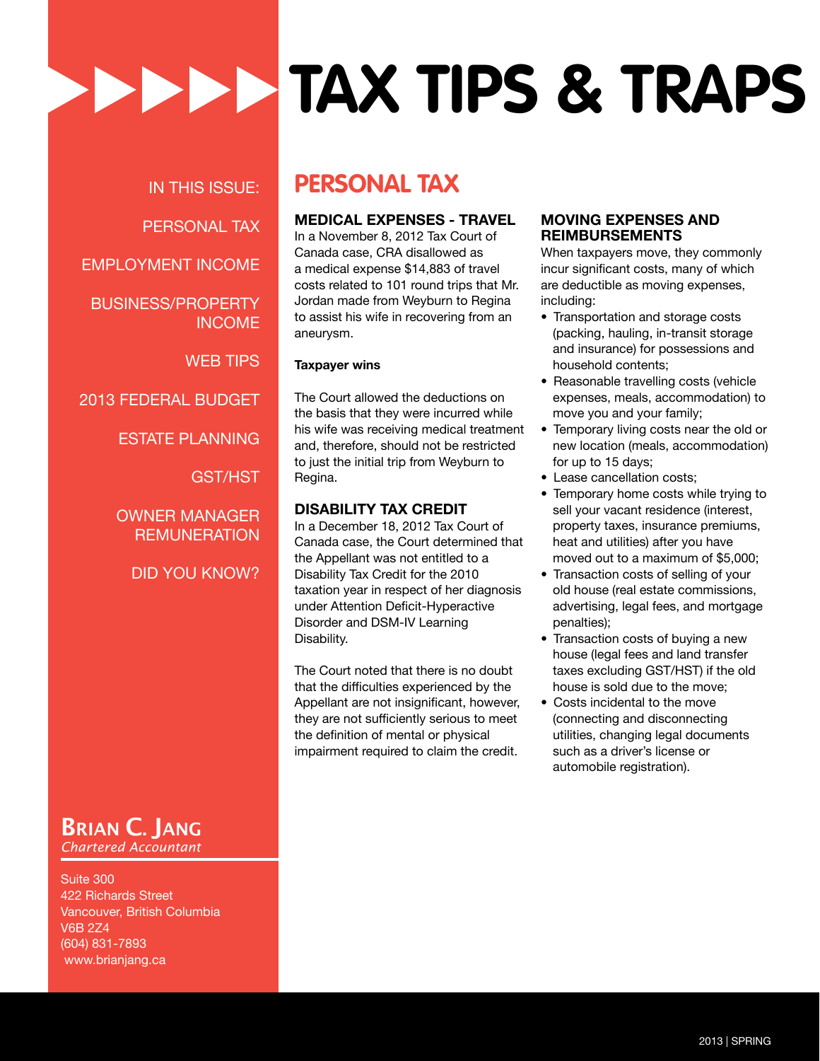# TAX TIPS & TRAPS

IN THIS ISSUE:

PERSONAL TAX

EMPLOYMENT INCOME

BUSINESS/PROPERTY INCOME

WEB TIPS

2013 FEDERAL BUDGET

ESTATE PLANNING

GST/HST

OWNER MANAGER REMUNERATION

DID YOU KNOW?

## PERSONAL TAX

### MEDICAL EXPENSES - TRAVEL

In a November 8, 2012 Tax Court of Canada case, CRA disallowed as a medical expense $14,883 of travel costs related to 101 round trips that Mr. Jordan made from Weyburn to Regina to assist his wife in recovering from an aneurysm.

**Taxpayer wins**

The Court allowed the deductions on the basis that they were incurred while his wife was receiving medical treatment and, therefore, should not be restricted to just the initial trip from Weyburn to Regina.

### DISABILITY TAX CREDIT

In a December 18, 2012 Tax Court of Canada case, the Court determined that the Appellant was not entitled to a Disability Tax Credit for the 2010 taxation year in respect of her diagnosis under Attention Deficit-Hyperactive Disorder and DSM-IV Learning Disability.

The Court noted that there is no doubt that the difficulties experienced by the Appellant are not insignificant, however, they are not sufficiently serious to meet the definition of mental or physical impairment required to claim the credit.

### MOVING EXPENSES AND REIMBURSEMENTS

When taxpayers move, they commonly incur significant costs, many of which are deductible as moving expenses, including:

- Transportation and storage costs (packing, hauling, in-transit storage and insurance) for possessions and household contents;
- Reasonable travelling costs (vehicle expenses, meals, accommodation) to move you and your family;
- Temporary living costs near the old or new location (meals, accommodation) for up to 15 days;
- Lease cancellation costs;
- Temporary home costs while trying to sell your vacant residence (interest, property taxes, insurance premiums, heat and utilities) after you have moved out to a maximum of $5,000;
- Transaction costs of selling of your old house (real estate commissions, advertising, legal fees, and mortgage penalties);
- Transaction costs of buying a new house (legal fees and land transfer taxes excluding GST/HST) if the old house is sold due to the move;
- Costs incidental to the move (connecting and disconnecting utilities, changing legal documents such as a driver's license or automobile registration).

**BRIAN C. JANG**
*Chartered Accountant*

Suite 300
422 Richards Street
Vancouver, British Columbia
V6B 2Z4
(604) 831-7893
www.brianjang.ca

2013 | SPRING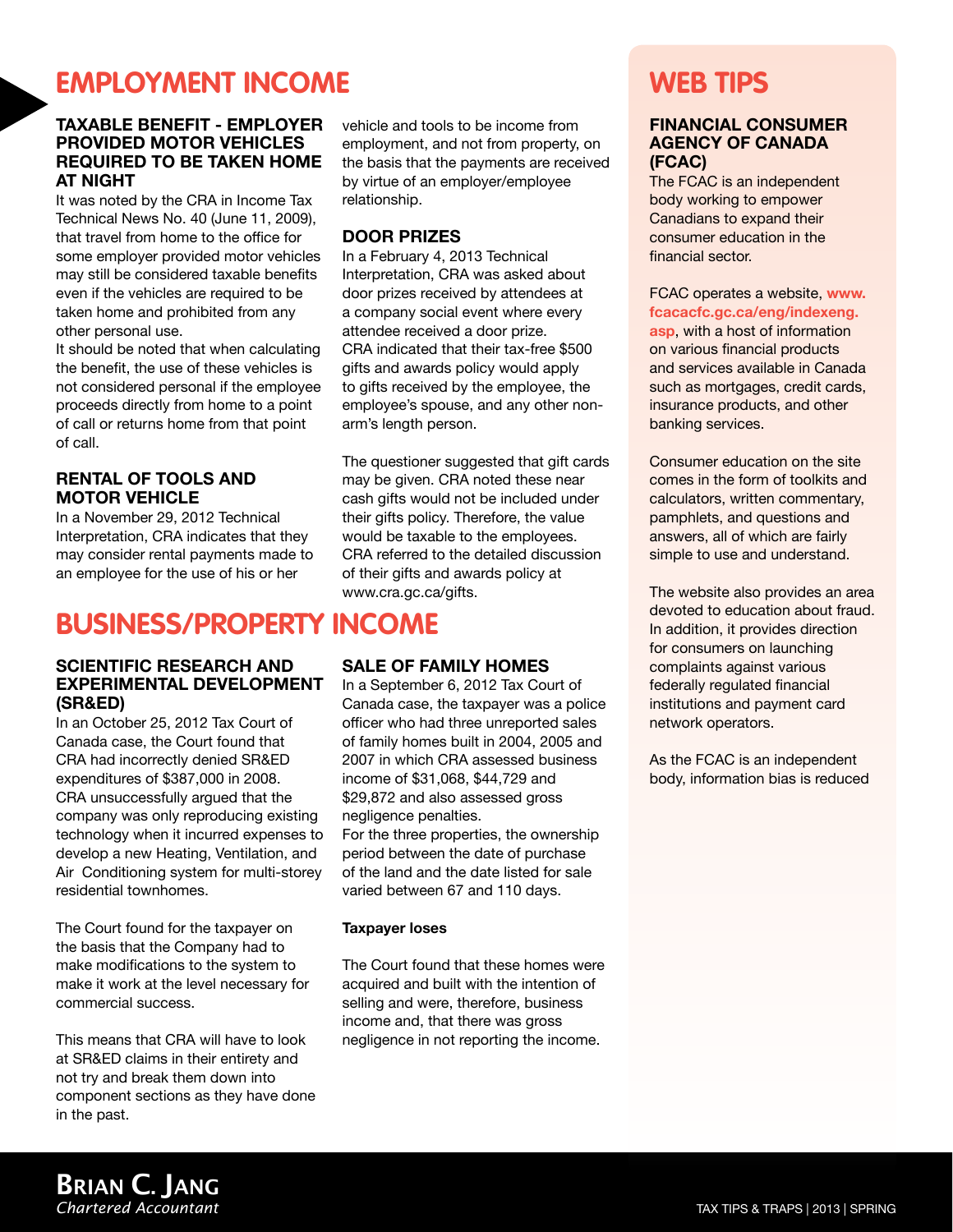# EMPLOYMENT INCOME

### TAXABLE BENEFIT - EMPLOYER PROVIDED MOTOR VEHICLES REQUIRED TO BE TAKEN HOME AT NIGHT

It was noted by the CRA in Income Tax Technical News No. 40 (June 11, 2009), that travel from home to the office for some employer provided motor vehicles may still be considered taxable benefits even if the vehicles are required to be taken home and prohibited from any other personal use.

It should be noted that when calculating the benefit, the use of these vehicles is not considered personal if the employee proceeds directly from home to a point of call or returns home from that point of call.

### RENTAL OF TOOLS AND MOTOR VEHICLE

In a November 29, 2012 Technical Interpretation, CRA indicates that they may consider rental payments made to an employee for the use of his or her vehicle and tools to be income from employment, and not from property, on the basis that the payments are received by virtue of an employer/employee relationship.

### DOOR PRIZES

In a February 4, 2013 Technical Interpretation, CRA was asked about door prizes received by attendees at a company social event where every attendee received a door prize. CRA indicated that their tax-free $500 gifts and awards policy would apply to gifts received by the employee, the employee's spouse, and any other non-arm's length person.

The questioner suggested that gift cards may be given. CRA noted these near cash gifts would not be included under their gifts policy. Therefore, the value would be taxable to the employees. CRA referred to the detailed discussion of their gifts and awards policy at www.cra.gc.ca/gifts.

# BUSINESS/PROPERTY INCOME

### SCIENTIFIC RESEARCH AND EXPERIMENTAL DEVELOPMENT (SR&ED)

In an October 25, 2012 Tax Court of Canada case, the Court found that CRA had incorrectly denied SR&ED expenditures of $387,000 in 2008. CRA unsuccessfully argued that the company was only reproducing existing technology when it incurred expenses to develop a new Heating, Ventilation, and Air Conditioning system for multi-storey residential townhomes.

The Court found for the taxpayer on the basis that the Company had to make modifications to the system to make it work at the level necessary for commercial success.

This means that CRA will have to look at SR&ED claims in their entirety and not try and break them down into component sections as they have done in the past.

### SALE OF FAMILY HOMES

In a September 6, 2012 Tax Court of Canada case, the taxpayer was a police officer who had three unreported sales of family homes built in 2004, 2005 and 2007 in which CRA assessed business income of $31,068, $44,729 and $29,872 and also assessed gross negligence penalties.

For the three properties, the ownership period between the date of purchase of the land and the date listed for sale varied between 67 and 110 days.

**Taxpayer loses**

The Court found that these homes were acquired and built with the intention of selling and were, therefore, business income and, that there was gross negligence in not reporting the income.

# WEB TIPS

### FINANCIAL CONSUMER AGENCY OF CANADA (FCAC)

The FCAC is an independent body working to empower Canadians to expand their consumer education in the financial sector.

FCAC operates a website, **www.fcacacfc.gc.ca/eng/indexeng.asp**, with a host of information on various financial products and services available in Canada such as mortgages, credit cards, insurance products, and other banking services.

Consumer education on the site comes in the form of toolkits and calculators, written commentary, pamphlets, and questions and answers, all of which are fairly simple to use and understand.

The website also provides an area devoted to education about fraud. In addition, it provides direction for consumers on launching complaints against various federally regulated financial institutions and payment card network operators.

As the FCAC is an independent body, information bias is reduced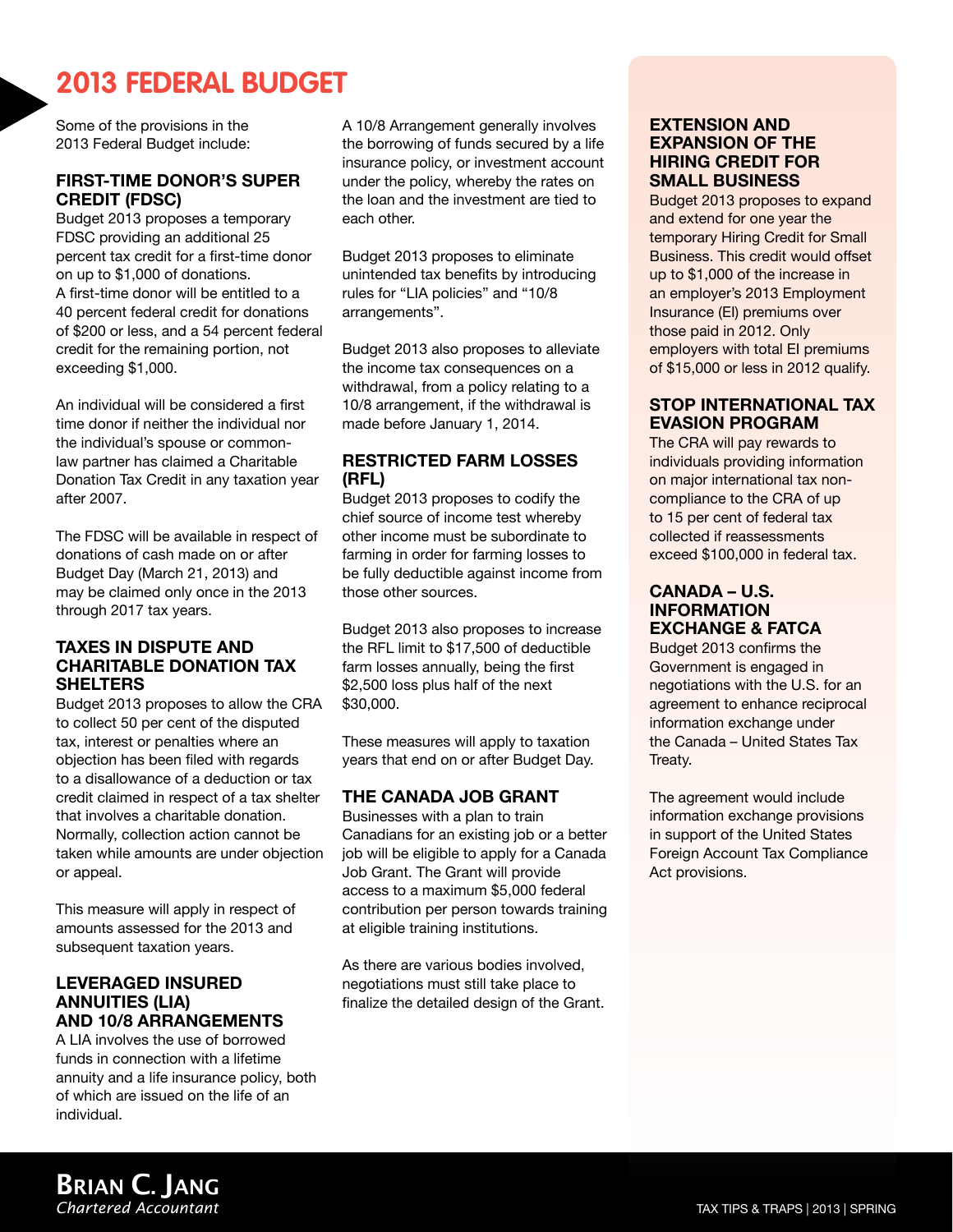# 2013 FEDERAL BUDGET

Some of the provisions in the 2013 Federal Budget include:

## FIRST-TIME DONOR'S SUPER CREDIT (FDSC)

Budget 2013 proposes a temporary FDSC providing an additional 25 percent tax credit for a first-time donor on up to $1,000 of donations. A first-time donor will be entitled to a 40 percent federal credit for donations of $200 or less, and a 54 percent federal credit for the remaining portion, not exceeding $1,000.

An individual will be considered a first time donor if neither the individual nor the individual's spouse or common-law partner has claimed a Charitable Donation Tax Credit in any taxation year after 2007.

The FDSC will be available in respect of donations of cash made on or after Budget Day (March 21, 2013) and may be claimed only once in the 2013 through 2017 tax years.

## TAXES IN DISPUTE AND CHARITABLE DONATION TAX SHELTERS

Budget 2013 proposes to allow the CRA to collect 50 per cent of the disputed tax, interest or penalties where an objection has been filed with regards to a disallowance of a deduction or tax credit claimed in respect of a tax shelter that involves a charitable donation. Normally, collection action cannot be taken while amounts are under objection or appeal.

This measure will apply in respect of amounts assessed for the 2013 and subsequent taxation years.

## LEVERAGED INSURED ANNUITIES (LIA) AND 10/8 ARRANGEMENTS

A LIA involves the use of borrowed funds in connection with a lifetime annuity and a life insurance policy, both of which are issued on the life of an individual.

A 10/8 Arrangement generally involves the borrowing of funds secured by a life insurance policy, or investment account under the policy, whereby the rates on the loan and the investment are tied to each other.

Budget 2013 proposes to eliminate unintended tax benefits by introducing rules for "LIA policies" and "10/8 arrangements".

Budget 2013 also proposes to alleviate the income tax consequences on a withdrawal, from a policy relating to a 10/8 arrangement, if the withdrawal is made before January 1, 2014.

## RESTRICTED FARM LOSSES (RFL)

Budget 2013 proposes to codify the chief source of income test whereby other income must be subordinate to farming in order for farming losses to be fully deductible against income from those other sources.

Budget 2013 also proposes to increase the RFL limit to $17,500 of deductible farm losses annually, being the first $2,500 loss plus half of the next $30,000.

These measures will apply to taxation years that end on or after Budget Day.

## THE CANADA JOB GRANT

Businesses with a plan to train Canadians for an existing job or a better job will be eligible to apply for a Canada Job Grant. The Grant will provide access to a maximum $5,000 federal contribution per person towards training at eligible training institutions.

As there are various bodies involved, negotiations must still take place to finalize the detailed design of the Grant.

## EXTENSION AND EXPANSION OF THE HIRING CREDIT FOR SMALL BUSINESS

Budget 2013 proposes to expand and extend for one year the temporary Hiring Credit for Small Business. This credit would offset up to $1,000 of the increase in an employer's 2013 Employment Insurance (EI) premiums over those paid in 2012. Only employers with total EI premiums of $15,000 or less in 2012 qualify.

## STOP INTERNATIONAL TAX EVASION PROGRAM

The CRA will pay rewards to individuals providing information on major international tax non-compliance to the CRA of up to 15 per cent of federal tax collected if reassessments exceed $100,000 in federal tax.

## CANADA – U.S. INFORMATION EXCHANGE & FATCA

Budget 2013 confirms the Government is engaged in negotiations with the U.S. for an agreement to enhance reciprocal information exchange under the Canada – United States Tax Treaty.

The agreement would include information exchange provisions in support of the United States Foreign Account Tax Compliance Act provisions.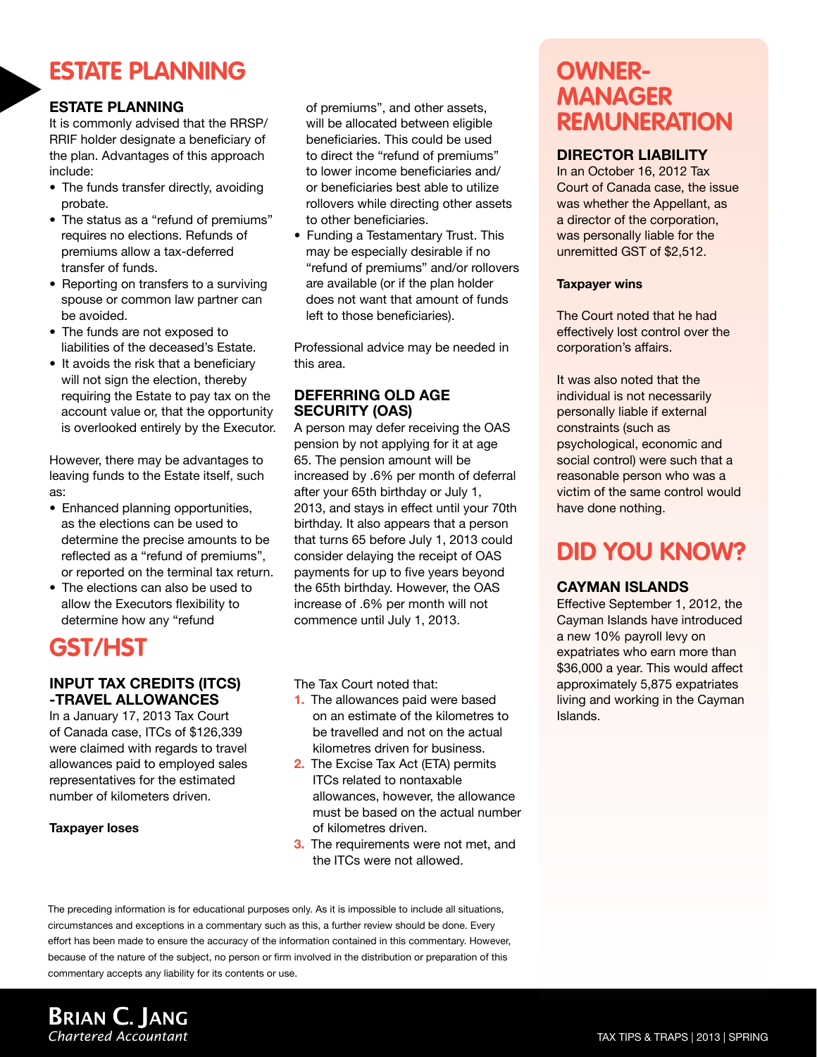# ESTATE PLANNING

## ESTATE PLANNING

It is commonly advised that the RRSP/RRIF holder designate a beneficiary of the plan. Advantages of this approach include:

- The funds transfer directly, avoiding probate.
- The status as a "refund of premiums" requires no elections. Refunds of premiums allow a tax-deferred transfer of funds.
- Reporting on transfers to a surviving spouse or common law partner can be avoided.
- The funds are not exposed to liabilities of the deceased's Estate.
- It avoids the risk that a beneficiary will not sign the election, thereby requiring the Estate to pay tax on the account value or, that the opportunity is overlooked entirely by the Executor.

However, there may be advantages to leaving funds to the Estate itself, such as:

- Enhanced planning opportunities, as the elections can be used to determine the precise amounts to be reflected as a "refund of premiums", or reported on the terminal tax return.
- The elections can also be used to allow the Executors flexibility to determine how any "refund of premiums", and other assets, will be allocated between eligible beneficiaries. This could be used to direct the "refund of premiums" to lower income beneficiaries and/or beneficiaries best able to utilize rollovers while directing other assets to other beneficiaries.
- Funding a Testamentary Trust. This may be especially desirable if no "refund of premiums" and/or rollovers are available (or if the plan holder does not want that amount of funds left to those beneficiaries).

Professional advice may be needed in this area.

## DEFERRING OLD AGE SECURITY (OAS)

A person may defer receiving the OAS pension by not applying for it at age 65. The pension amount will be increased by .6% per month of deferral after your 65th birthday or July 1, 2013, and stays in effect until your 70th birthday. It also appears that a person that turns 65 before July 1, 2013 could consider delaying the receipt of OAS payments for up to five years beyond the 65th birthday. However, the OAS increase of .6% per month will not commence until July 1, 2013.

# GST/HST

## INPUT TAX CREDITS (ITCS) -TRAVEL ALLOWANCES

In a January 17, 2013 Tax Court of Canada case, ITCs of $126,339 were claimed with regards to travel allowances paid to employed sales representatives for the estimated number of kilometers driven.

**Taxpayer loses**

The Tax Court noted that:

1. The allowances paid were based on an estimate of the kilometres to be travelled and not on the actual kilometres driven for business.
2. The Excise Tax Act (ETA) permits ITCs related to nontaxable allowances, however, the allowance must be based on the actual number of kilometres driven.
3. The requirements were not met, and the ITCs were not allowed.

# OWNER-MANAGER REMUNERATION

## DIRECTOR LIABILITY

In an October 16, 2012 Tax Court of Canada case, the issue was whether the Appellant, as a director of the corporation, was personally liable for the unremitted GST of $2,512.

**Taxpayer wins**

The Court noted that he had effectively lost control over the corporation's affairs.

It was also noted that the individual is not necessarily personally liable if external constraints (such as psychological, economic and social control) were such that a reasonable person who was a victim of the same control would have done nothing.

# DID YOU KNOW?

## CAYMAN ISLANDS

Effective September 1, 2012, the Cayman Islands have introduced a new 10% payroll levy on expatriates who earn more than $36,000 a year. This would affect approximately 5,875 expatriates living and working in the Cayman Islands.

The preceding information is for educational purposes only. As it is impossible to include all situations, circumstances and exceptions in a commentary such as this, a further review should be done. Every effort has been made to ensure the accuracy of the information contained in this commentary. However, because of the nature of the subject, no person or firm involved in the distribution or preparation of this commentary accepts any liability for its contents or use.

**Brian C. Jang**
*Chartered Accountant*